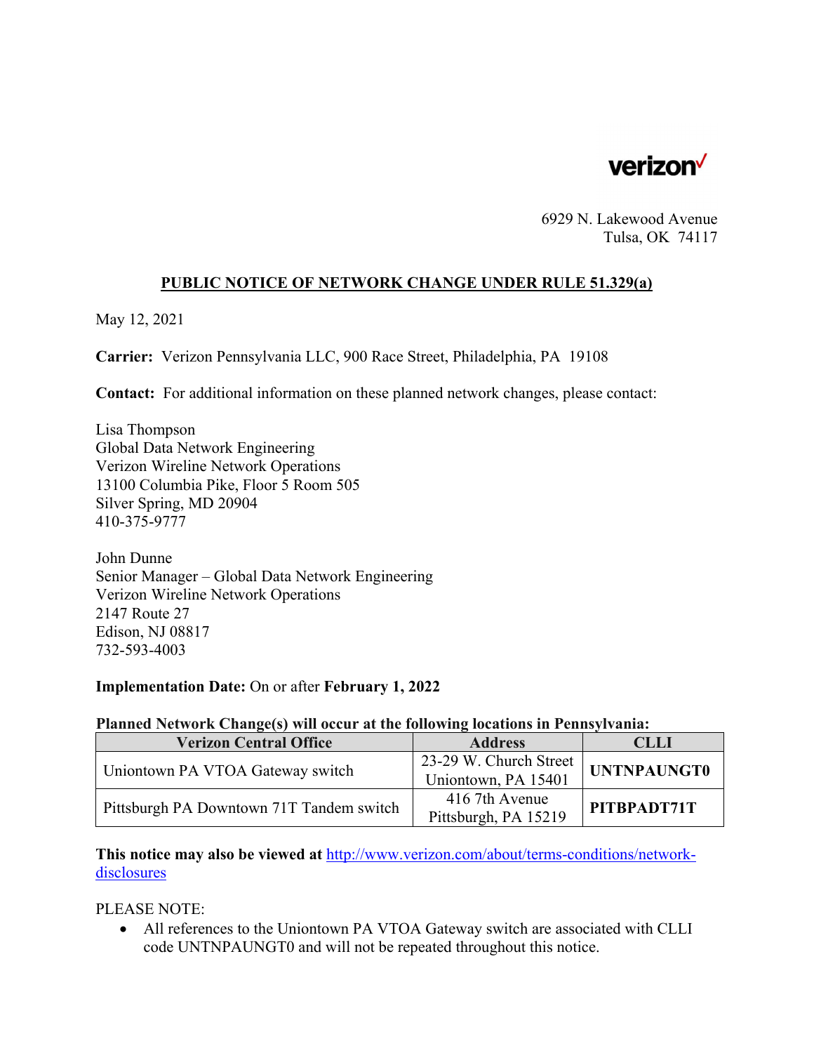verizon

6929 N. Lakewood Avenue
Tulsa, OK 74117

## PUBLIC NOTICE OF NETWORK CHANGE UNDER RULE 51.329(a)

May 12, 2021

**Carrier:** Verizon Pennsylvania LLC, 900 Race Street, Philadelphia, PA 19108

**Contact:** For additional information on these planned network changes, please contact:

Lisa Thompson
Global Data Network Engineering
Verizon Wireline Network Operations
13100 Columbia Pike, Floor 5 Room 505
Silver Spring, MD 20904
410-375-9777

John Dunne
Senior Manager – Global Data Network Engineering
Verizon Wireline Network Operations
2147 Route 27
Edison, NJ 08817
732-593-4003

**Implementation Date:** On or after **February 1, 2022**

**Planned Network Change(s) will occur at the following locations in Pennsylvania:**

| Verizon Central Office | Address | CLLI |
|---|---|---|
| Uniontown PA VTOA Gateway switch | 23-29 W. Church Street Uniontown, PA 15401 | **UNTNPAUNGT0** |
| Pittsburgh PA Downtown 71T Tandem switch | 416 7th Avenue Pittsburgh, PA 15219 | **PITBPADT71T** |

**This notice may also be viewed at** http://www.verizon.com/about/terms-conditions/network-disclosures

PLEASE NOTE:

- All references to the Uniontown PA VTOA Gateway switch are associated with CLLI code UNTNPAUNGT0 and will not be repeated throughout this notice.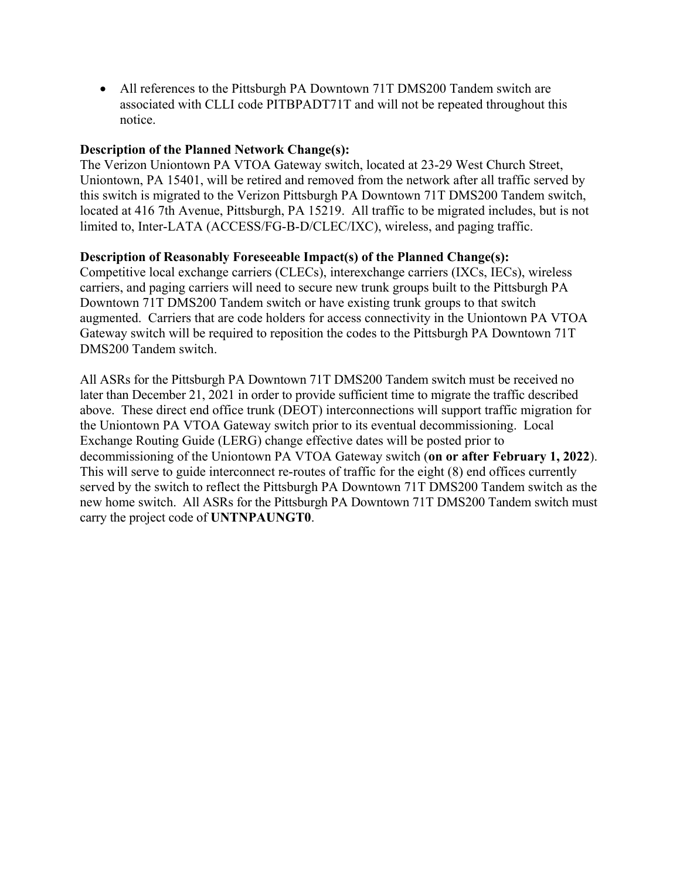- All references to the Pittsburgh PA Downtown 71T DMS200 Tandem switch are associated with CLLI code PITBPADT71T and will not be repeated throughout this notice.

**Description of the Planned Network Change(s):**
The Verizon Uniontown PA VTOA Gateway switch, located at 23-29 West Church Street, Uniontown, PA 15401, will be retired and removed from the network after all traffic served by this switch is migrated to the Verizon Pittsburgh PA Downtown 71T DMS200 Tandem switch, located at 416 7th Avenue, Pittsburgh, PA 15219. All traffic to be migrated includes, but is not limited to, Inter-LATA (ACCESS/FG-B-D/CLEC/IXC), wireless, and paging traffic.

**Description of Reasonably Foreseeable Impact(s) of the Planned Change(s):**
Competitive local exchange carriers (CLECs), interexchange carriers (IXCs, IECs), wireless carriers, and paging carriers will need to secure new trunk groups built to the Pittsburgh PA Downtown 71T DMS200 Tandem switch or have existing trunk groups to that switch augmented. Carriers that are code holders for access connectivity in the Uniontown PA VTOA Gateway switch will be required to reposition the codes to the Pittsburgh PA Downtown 71T DMS200 Tandem switch.

All ASRs for the Pittsburgh PA Downtown 71T DMS200 Tandem switch must be received no later than December 21, 2021 in order to provide sufficient time to migrate the traffic described above. These direct end office trunk (DEOT) interconnections will support traffic migration for the Uniontown PA VTOA Gateway switch prior to its eventual decommissioning. Local Exchange Routing Guide (LERG) change effective dates will be posted prior to decommissioning of the Uniontown PA VTOA Gateway switch (**on or after February 1, 2022**). This will serve to guide interconnect re-routes of traffic for the eight (8) end offices currently served by the switch to reflect the Pittsburgh PA Downtown 71T DMS200 Tandem switch as the new home switch. All ASRs for the Pittsburgh PA Downtown 71T DMS200 Tandem switch must carry the project code of **UNTNPAUNGT0**.